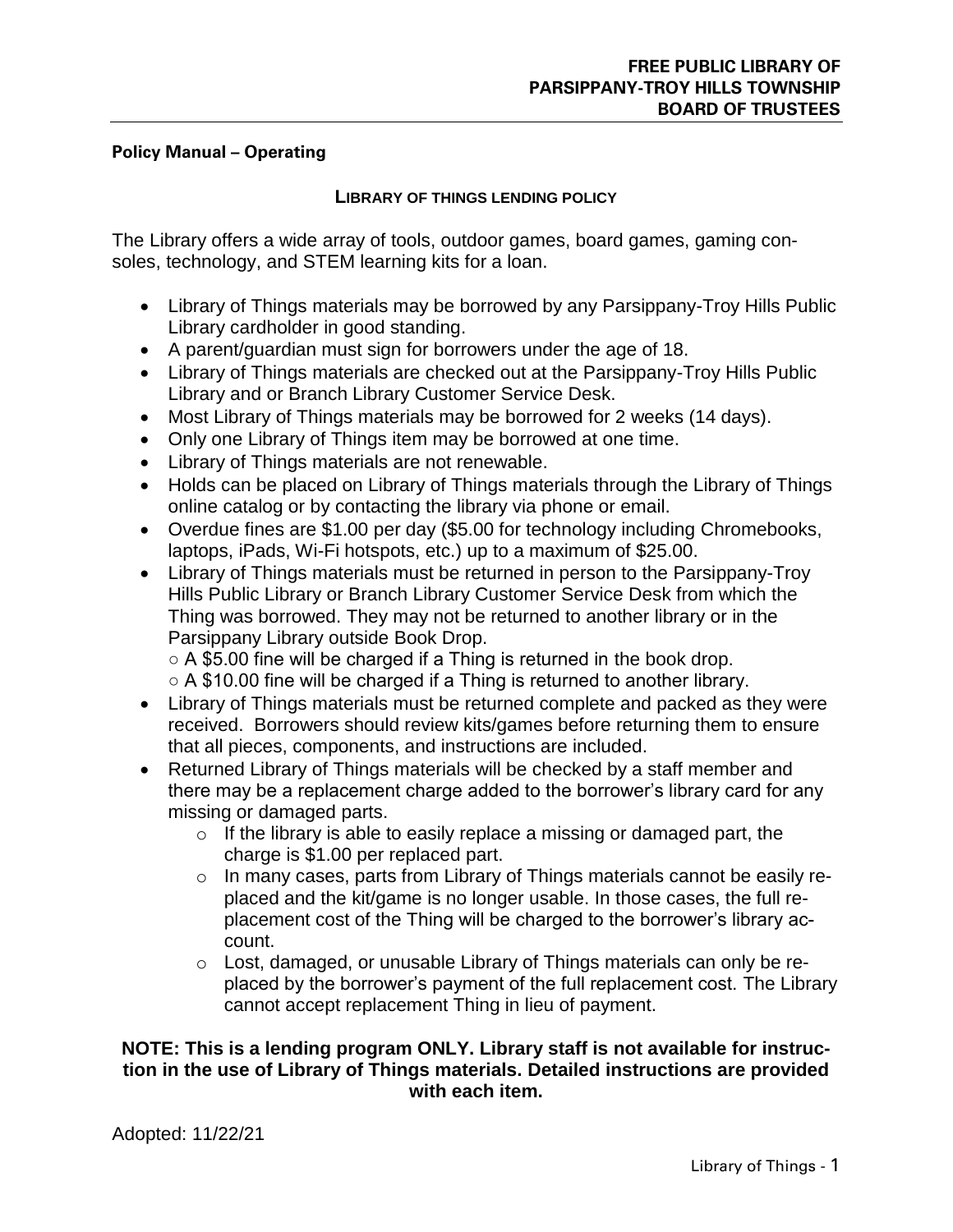**FREE PUBLIC LIBRARY OF PARSIPPANY-TROY HILLS TOWNSHIP BOARD OF TRUSTEES**

**Policy Manual – Operating**

## LIBRARY OF THINGS LENDING POLICY

The Library offers a wide array of tools, outdoor games, board games, gaming consoles, technology, and STEM learning kits for a loan.

- Library of Things materials may be borrowed by any Parsippany-Troy Hills Public Library cardholder in good standing.
- A parent/guardian must sign for borrowers under the age of 18.
- Library of Things materials are checked out at the Parsippany-Troy Hills Public Library and or Branch Library Customer Service Desk.
- Most Library of Things materials may be borrowed for 2 weeks (14 days).
- Only one Library of Things item may be borrowed at one time.
- Library of Things materials are not renewable.
- Holds can be placed on Library of Things materials through the Library of Things online catalog or by contacting the library via phone or email.
- Overdue fines are $1.00 per day ($5.00 for technology including Chromebooks, laptops, iPads, Wi-Fi hotspots, etc.) up to a maximum of $25.00.
- Library of Things materials must be returned in person to the Parsippany-Troy Hills Public Library or Branch Library Customer Service Desk from which the Thing was borrowed. They may not be returned to another library or in the Parsippany Library outside Book Drop.
  - A $5.00 fine will be charged if a Thing is returned in the book drop.
  - A $10.00 fine will be charged if a Thing is returned to another library.
- Library of Things materials must be returned complete and packed as they were received. Borrowers should review kits/games before returning them to ensure that all pieces, components, and instructions are included.
- Returned Library of Things materials will be checked by a staff member and there may be a replacement charge added to the borrower's library card for any missing or damaged parts.
  - If the library is able to easily replace a missing or damaged part, the charge is $1.00 per replaced part.
  - In many cases, parts from Library of Things materials cannot be easily replaced and the kit/game is no longer usable. In those cases, the full replacement cost of the Thing will be charged to the borrower's library account.
  - Lost, damaged, or unusable Library of Things materials can only be replaced by the borrower's payment of the full replacement cost. The Library cannot accept replacement Thing in lieu of payment.

**NOTE: This is a lending program ONLY. Library staff is not available for instruction in the use of Library of Things materials. Detailed instructions are provided with each item.**

Adopted: 11/22/21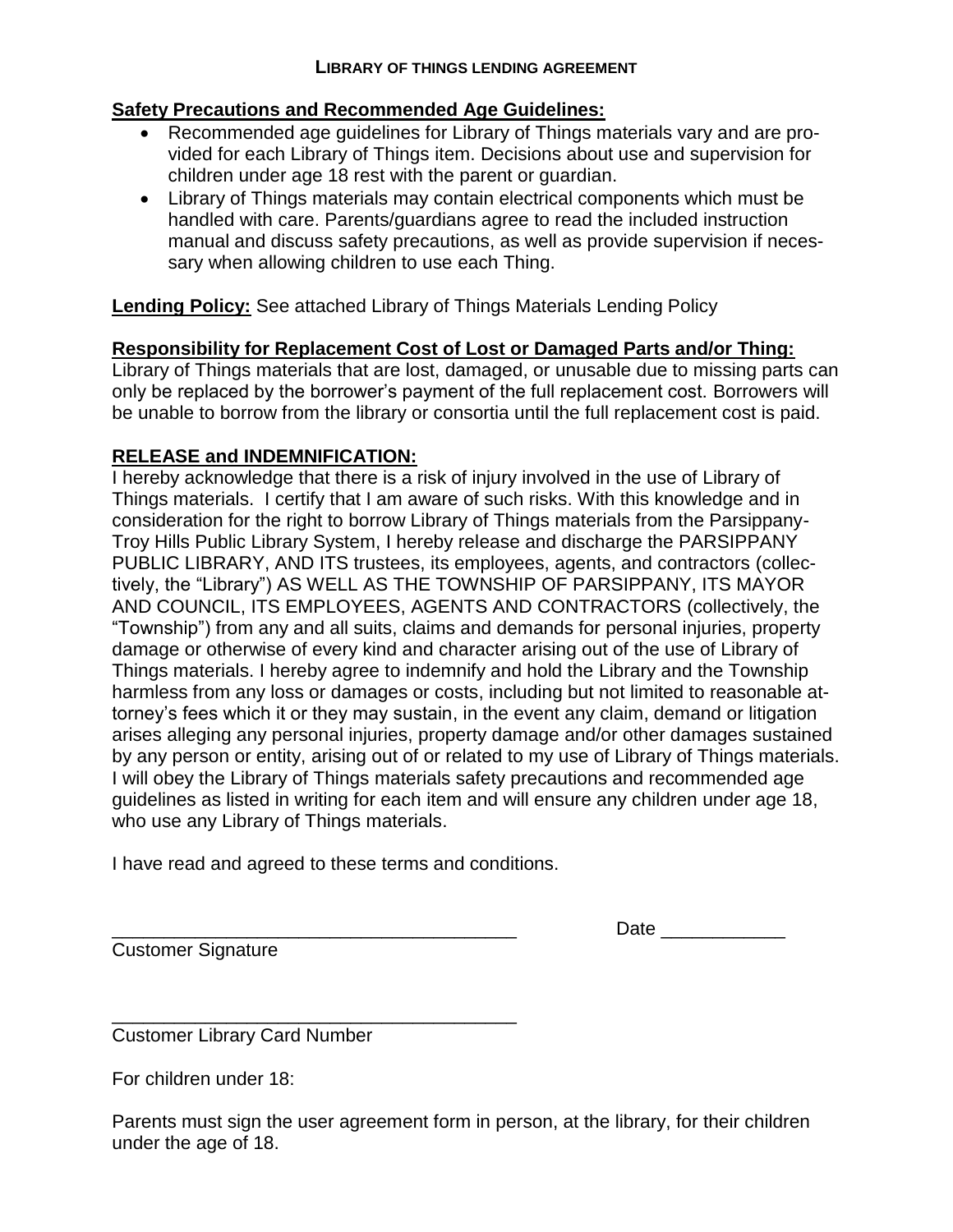# LIBRARY OF THINGS LENDING AGREEMENT

**Safety Precautions and Recommended Age Guidelines:**

- Recommended age guidelines for Library of Things materials vary and are provided for each Library of Things item. Decisions about use and supervision for children under age 18 rest with the parent or guardian.
- Library of Things materials may contain electrical components which must be handled with care. Parents/guardians agree to read the included instruction manual and discuss safety precautions, as well as provide supervision if necessary when allowing children to use each Thing.

**Lending Policy:** See attached Library of Things Materials Lending Policy

**Responsibility for Replacement Cost of Lost or Damaged Parts and/or Thing:**
Library of Things materials that are lost, damaged, or unusable due to missing parts can only be replaced by the borrower's payment of the full replacement cost. Borrowers will be unable to borrow from the library or consortia until the full replacement cost is paid.

**RELEASE and INDEMNIFICATION:**
I hereby acknowledge that there is a risk of injury involved in the use of Library of Things materials. I certify that I am aware of such risks. With this knowledge and in consideration for the right to borrow Library of Things materials from the Parsippany-Troy Hills Public Library System, I hereby release and discharge the PARSIPPANY PUBLIC LIBRARY, AND ITS trustees, its employees, agents, and contractors (collectively, the "Library") AS WELL AS THE TOWNSHIP OF PARSIPPANY, ITS MAYOR AND COUNCIL, ITS EMPLOYEES, AGENTS AND CONTRACTORS (collectively, the "Township") from any and all suits, claims and demands for personal injuries, property damage or otherwise of every kind and character arising out of the use of Library of Things materials. I hereby agree to indemnify and hold the Library and the Township harmless from any loss or damages or costs, including but not limited to reasonable attorney's fees which it or they may sustain, in the event any claim, demand or litigation arises alleging any personal injuries, property damage and/or other damages sustained by any person or entity, arising out of or related to my use of Library of Things materials. I will obey the Library of Things materials safety precautions and recommended age guidelines as listed in writing for each item and will ensure any children under age 18, who use any Library of Things materials.

I have read and agreed to these terms and conditions.

________________________________________ Date ____________
Customer Signature

________________________________________
Customer Library Card Number

For children under 18:

Parents must sign the user agreement form in person, at the library, for their children under the age of 18.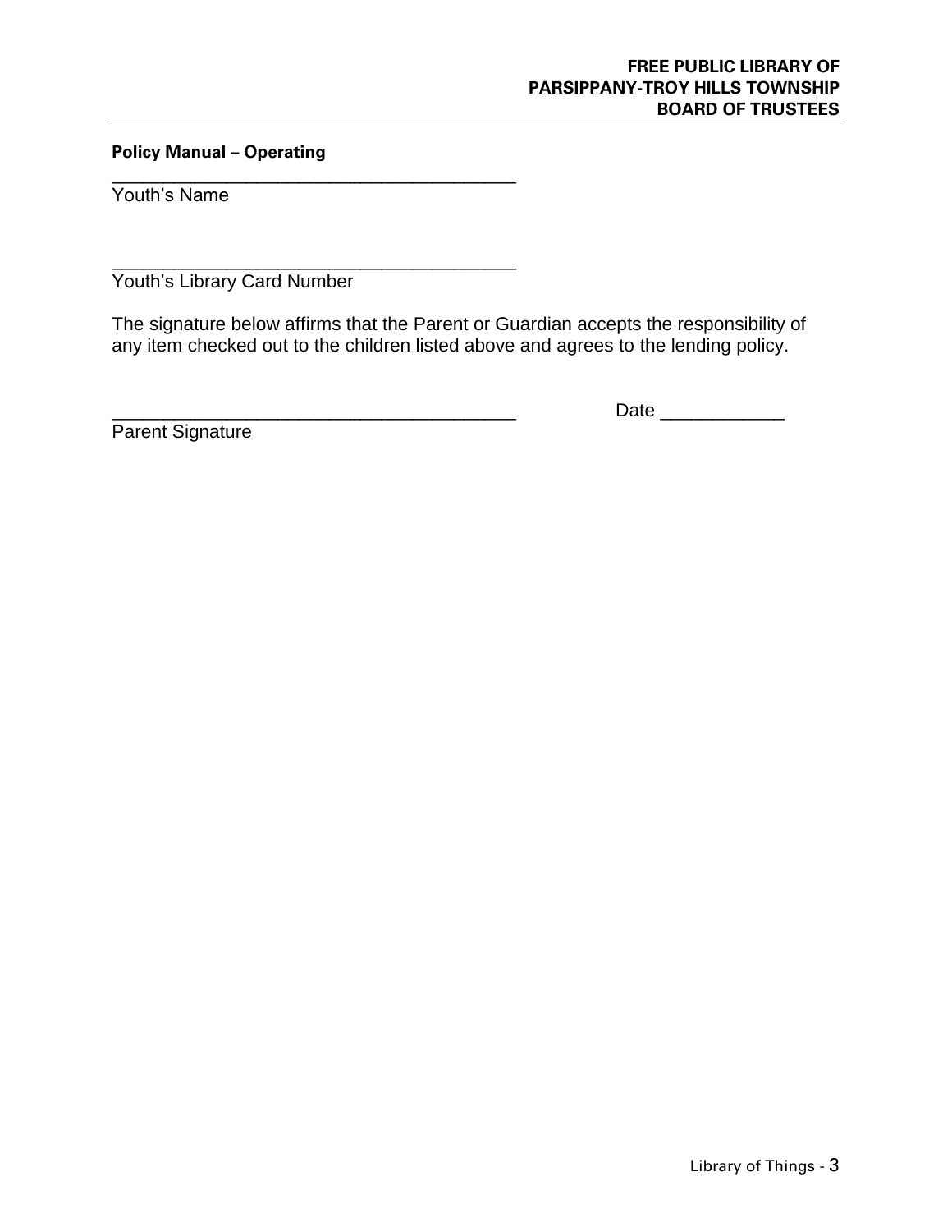**Policy Manual – Operating**

\_\_\_\_\_\_\_\_\_\_\_\_\_\_\_\_\_\_\_\_\_\_\_\_\_\_\_\_\_\_\_\_\_\_\_\_\_\_\_\_

Youth's Name

\_\_\_\_\_\_\_\_\_\_\_\_\_\_\_\_\_\_\_\_\_\_\_\_\_\_\_\_\_\_\_\_\_\_\_\_\_\_\_\_

Youth's Library Card Number

The signature below affirms that the Parent or Guardian accepts the responsibility of any item checked out to the children listed above and agrees to the lending policy.

\_\_\_\_\_\_\_\_\_\_\_\_\_\_\_\_\_\_\_\_\_\_\_\_\_\_\_\_\_\_\_\_\_\_\_\_\_\_\_\_ Date \_\_\_\_\_\_\_\_\_\_\_\_

Parent Signature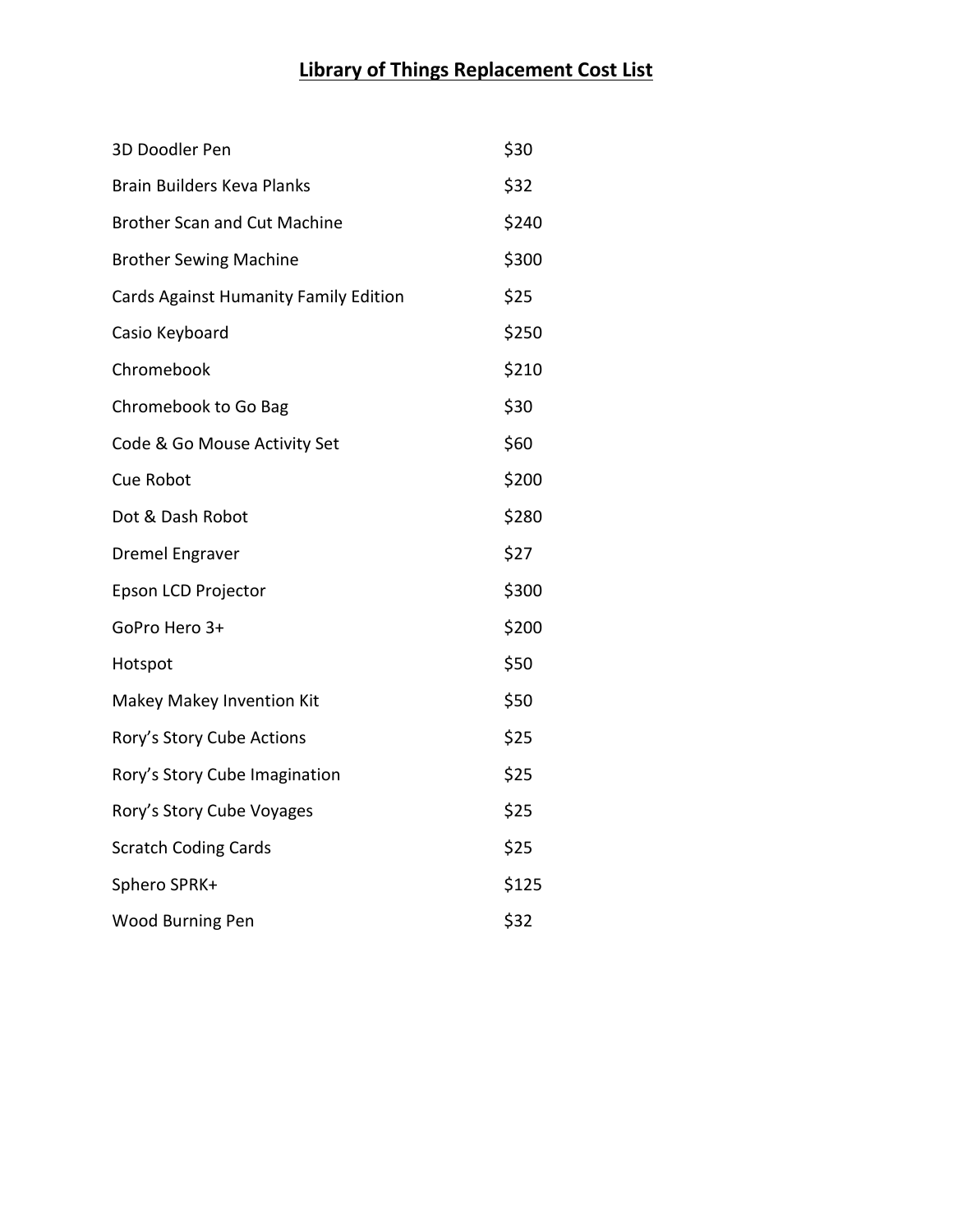# Library of Things Replacement Cost List

| | |
|---|---|
| 3D Doodler Pen | $30 |
| Brain Builders Keva Planks | $32 |
| Brother Scan and Cut Machine | $240 |
| Brother Sewing Machine | $300 |
| Cards Against Humanity Family Edition | $25 |
| Casio Keyboard | $250 |
| Chromebook | $210 |
| Chromebook to Go Bag | $30 |
| Code & Go Mouse Activity Set | $60 |
| Cue Robot | $200 |
| Dot & Dash Robot | $280 |
| Dremel Engraver | $27 |
| Epson LCD Projector | $300 |
| GoPro Hero 3+ | $200 |
| Hotspot | $50 |
| Makey Makey Invention Kit | $50 |
| Rory's Story Cube Actions | $25 |
| Rory's Story Cube Imagination | $25 |
| Rory's Story Cube Voyages | $25 |
| Scratch Coding Cards | $25 |
| Sphero SPRK+ | $125 |
| Wood Burning Pen | $32 |